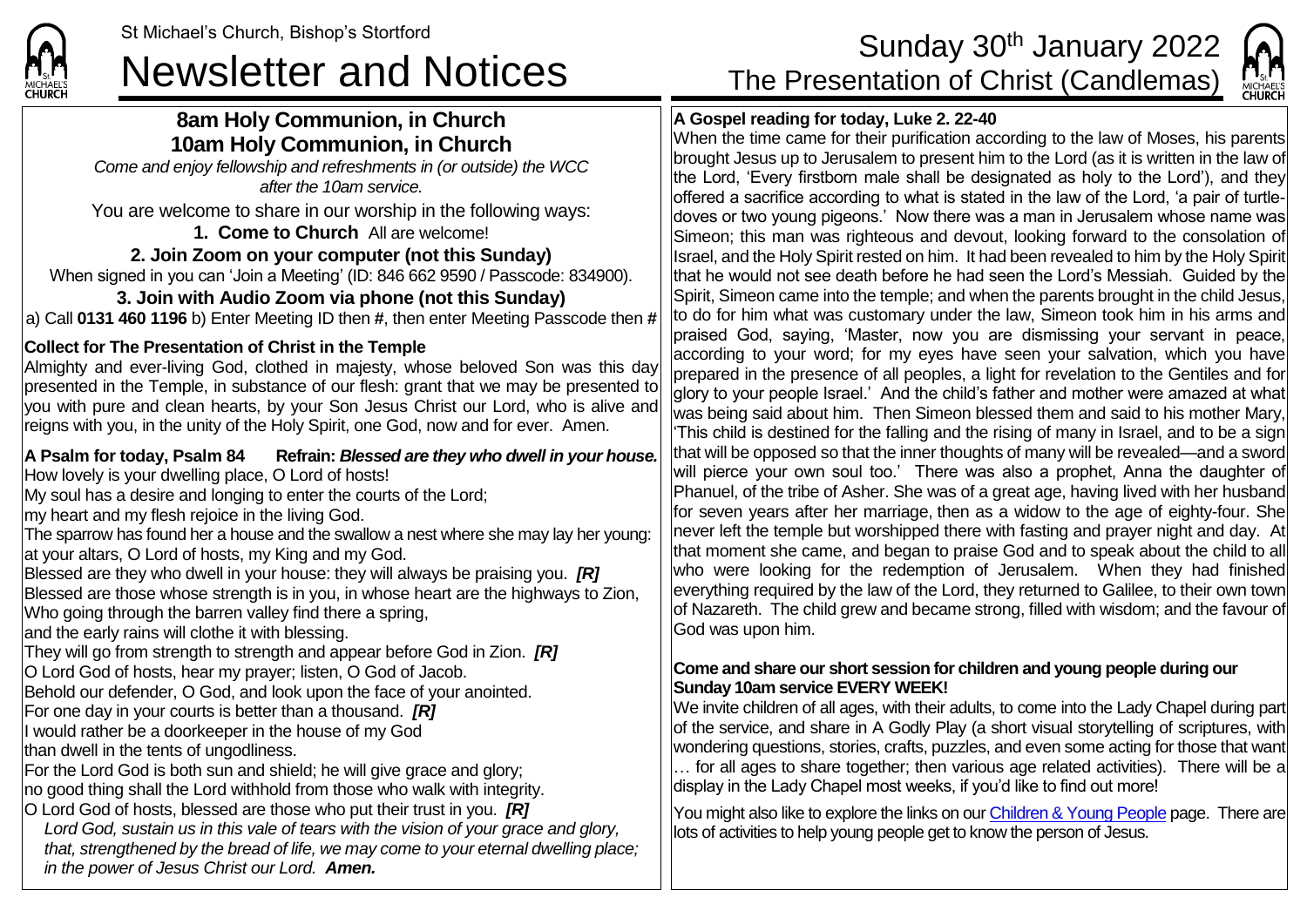St Michael's Church, Bishop's Stortford

# Newsletter and Notices

# Sunday 30th January 2022
## The Presentation of Christ (Candlemas)

## 8am Holy Communion, in Church
## 10am Holy Communion, in Church

*Come and enjoy fellowship and refreshments in (or outside) the WCC after the 10am service.*

You are welcome to share in our worship in the following ways:

**1. Come to Church** All are welcome!

**2. Join Zoom on your computer (not this Sunday)**

When signed in you can 'Join a Meeting' (ID: 846 662 9590 / Passcode: 834900).

**3. Join with Audio Zoom via phone (not this Sunday)**

a) Call **0131 460 1196** b) Enter Meeting ID then **#**, then enter Meeting Passcode then **#**

**Collect for The Presentation of Christ in the Temple**

Almighty and ever-living God, clothed in majesty, whose beloved Son was this day presented in the Temple, in substance of our flesh: grant that we may be presented to you with pure and clean hearts, by your Son Jesus Christ our Lord, who is alive and reigns with you, in the unity of the Holy Spirit, one God, now and for ever. Amen.

**A Psalm for today, Psalm 84 Refrain: *Blessed are they who dwell in your house.***

How lovely is your dwelling place, O Lord of hosts!
My soul has a desire and longing to enter the courts of the Lord;
my heart and my flesh rejoice in the living God.
The sparrow has found her a house and the swallow a nest where she may lay her young:
at your altars, O Lord of hosts, my King and my God.
Blessed are they who dwell in your house: they will always be praising you. ***[R]***
Blessed are those whose strength is in you, in whose heart are the highways to Zion,
Who going through the barren valley find there a spring,
and the early rains will clothe it with blessing.
They will go from strength to strength and appear before God in Zion. ***[R]***
O Lord God of hosts, hear my prayer; listen, O God of Jacob.
Behold our defender, O God, and look upon the face of your anointed.
For one day in your courts is better than a thousand. ***[R]***
I would rather be a doorkeeper in the house of my God
than dwell in the tents of ungodliness.
For the Lord God is both sun and shield; he will give grace and glory;
no good thing shall the Lord withhold from those who walk with integrity.
O Lord God of hosts, blessed are those who put their trust in you. ***[R]***

*Lord God, sustain us in this vale of tears with the vision of your grace and glory, that, strengthened by the bread of life, we may come to your eternal dwelling place; in the power of Jesus Christ our Lord.* ***Amen.***

**A Gospel reading for today, Luke 2. 22-40**

When the time came for their purification according to the law of Moses, his parents brought Jesus up to Jerusalem to present him to the Lord (as it is written in the law of the Lord, 'Every firstborn male shall be designated as holy to the Lord'), and they offered a sacrifice according to what is stated in the law of the Lord, 'a pair of turtle-doves or two young pigeons.' Now there was a man in Jerusalem whose name was Simeon; this man was righteous and devout, looking forward to the consolation of Israel, and the Holy Spirit rested on him. It had been revealed to him by the Holy Spirit that he would not see death before he had seen the Lord's Messiah. Guided by the Spirit, Simeon came into the temple; and when the parents brought in the child Jesus, to do for him what was customary under the law, Simeon took him in his arms and praised God, saying, 'Master, now you are dismissing your servant in peace, according to your word; for my eyes have seen your salvation, which you have prepared in the presence of all peoples, a light for revelation to the Gentiles and for glory to your people Israel.' And the child's father and mother were amazed at what was being said about him. Then Simeon blessed them and said to his mother Mary, 'This child is destined for the falling and the rising of many in Israel, and to be a sign that will be opposed so that the inner thoughts of many will be revealed—and a sword will pierce your own soul too.' There was also a prophet, Anna the daughter of Phanuel, of the tribe of Asher. She was of a great age, having lived with her husband for seven years after her marriage, then as a widow to the age of eighty-four. She never left the temple but worshipped there with fasting and prayer night and day. At that moment she came, and began to praise God and to speak about the child to all who were looking for the redemption of Jerusalem. When they had finished everything required by the law of the Lord, they returned to Galilee, to their own town of Nazareth. The child grew and became strong, filled with wisdom; and the favour of God was upon him.

**Come and share our short session for children and young people during our Sunday 10am service EVERY WEEK!**

We invite children of all ages, with their adults, to come into the Lady Chapel during part of the service, and share in A Godly Play (a short visual storytelling of scriptures, with wondering questions, stories, crafts, puzzles, and even some acting for those that want … for all ages to share together; then various age related activities). There will be a display in the Lady Chapel most weeks, if you'd like to find out more!

You might also like to explore the links on our Children & Young People page. There are lots of activities to help young people get to know the person of Jesus.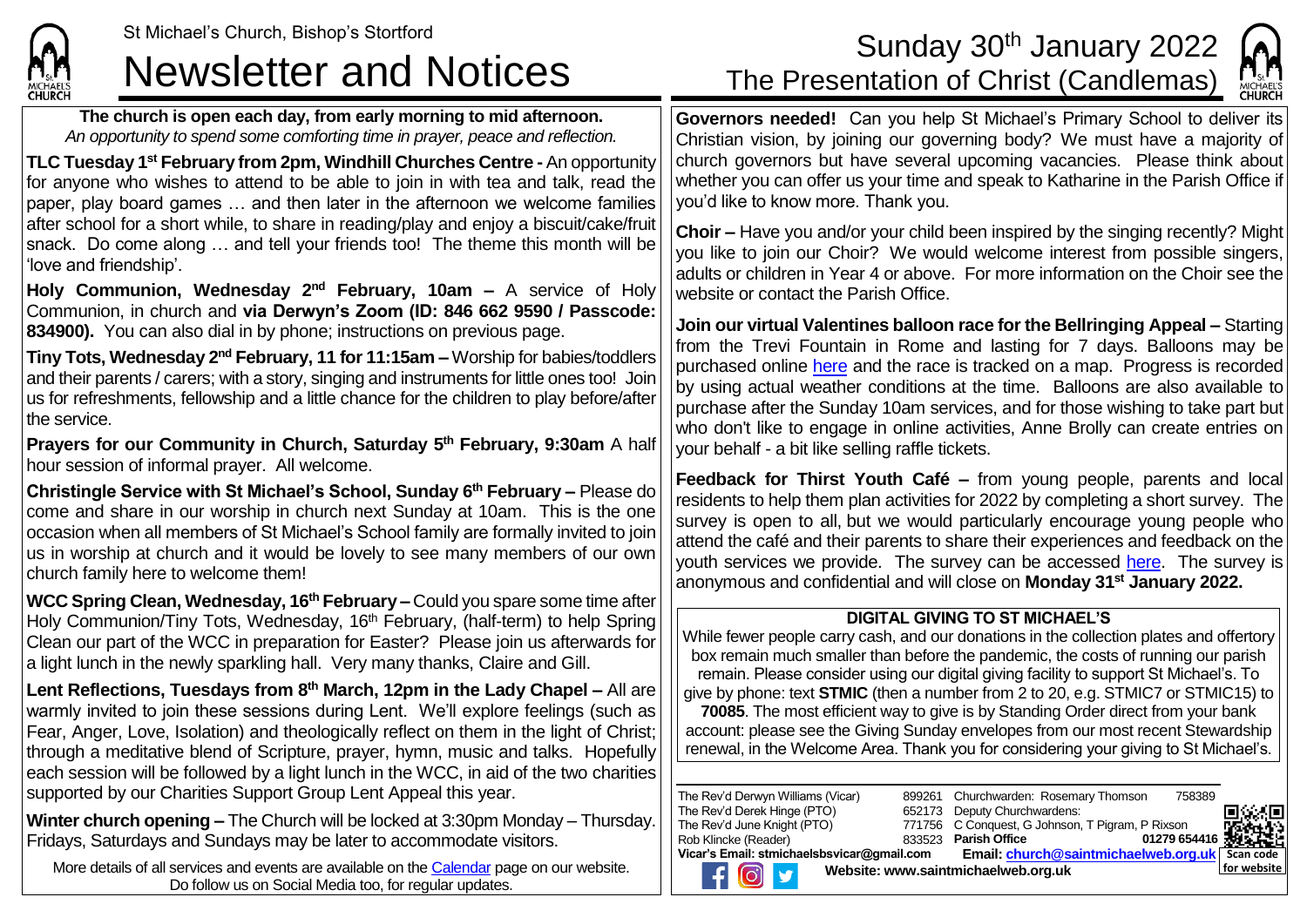St Michael's Church, Bishop's Stortford

# Newsletter and Notices

# Sunday 30th January 2022
## The Presentation of Christ (Candlemas)

**The church is open each day, from early morning to mid afternoon.**
*An opportunity to spend some comforting time in prayer, peace and reflection.*

**TLC Tuesday 1st February from 2pm, Windhill Churches Centre -** An opportunity for anyone who wishes to attend to be able to join in with tea and talk, read the paper, play board games … and then later in the afternoon we welcome families after school for a short while, to share in reading/play and enjoy a biscuit/cake/fruit snack. Do come along … and tell your friends too! The theme this month will be 'love and friendship'.

**Holy Communion, Wednesday 2nd February, 10am –** A service of Holy Communion, in church and **via Derwyn's Zoom (ID: 846 662 9590 / Passcode: 834900).** You can also dial in by phone; instructions on previous page.

**Tiny Tots, Wednesday 2nd February, 11 for 11:15am –** Worship for babies/toddlers and their parents / carers; with a story, singing and instruments for little ones too! Join us for refreshments, fellowship and a little chance for the children to play before/after the service.

**Prayers for our Community in Church, Saturday 5th February, 9:30am** A half hour session of informal prayer. All welcome.

**Christingle Service with St Michael's School, Sunday 6th February –** Please do come and share in our worship in church next Sunday at 10am. This is the one occasion when all members of St Michael's School family are formally invited to join us in worship at church and it would be lovely to see many members of our own church family here to welcome them!

**WCC Spring Clean, Wednesday, 16th February –** Could you spare some time after Holy Communion/Tiny Tots, Wednesday, 16th February, (half-term) to help Spring Clean our part of the WCC in preparation for Easter? Please join us afterwards for a light lunch in the newly sparkling hall. Very many thanks, Claire and Gill.

**Lent Reflections, Tuesdays from 8th March, 12pm in the Lady Chapel –** All are warmly invited to join these sessions during Lent. We'll explore feelings (such as Fear, Anger, Love, Isolation) and theologically reflect on them in the light of Christ; through a meditative blend of Scripture, prayer, hymn, music and talks. Hopefully each session will be followed by a light lunch in the WCC, in aid of the two charities supported by our Charities Support Group Lent Appeal this year.

**Winter church opening –** The Church will be locked at 3:30pm Monday – Thursday. Fridays, Saturdays and Sundays may be later to accommodate visitors.

More details of all services and events are available on the Calendar page on our website. Do follow us on Social Media too, for regular updates.

**Governors needed!** Can you help St Michael's Primary School to deliver its Christian vision, by joining our governing body? We must have a majority of church governors but have several upcoming vacancies. Please think about whether you can offer us your time and speak to Katharine in the Parish Office if you'd like to know more. Thank you.

**Choir –** Have you and/or your child been inspired by the singing recently? Might you like to join our Choir? We would welcome interest from possible singers, adults or children in Year 4 or above. For more information on the Choir see the website or contact the Parish Office.

**Join our virtual Valentines balloon race for the Bellringing Appeal –** Starting from the Trevi Fountain in Rome and lasting for 7 days. Balloons may be purchased online here and the race is tracked on a map. Progress is recorded by using actual weather conditions at the time. Balloons are also available to purchase after the Sunday 10am services, and for those wishing to take part but who don't like to engage in online activities, Anne Brolly can create entries on your behalf - a bit like selling raffle tickets.

**Feedback for Thirst Youth Café –** from young people, parents and local residents to help them plan activities for 2022 by completing a short survey. The survey is open to all, but we would particularly encourage young people who attend the café and their parents to share their experiences and feedback on the youth services we provide. The survey can be accessed here. The survey is anonymous and confidential and will close on **Monday 31st January 2022.**

**DIGITAL GIVING TO ST MICHAEL'S**

While fewer people carry cash, and our donations in the collection plates and offertory box remain much smaller than before the pandemic, the costs of running our parish remain. Please consider using our digital giving facility to support St Michael's. To give by phone: text **STMIC** (then a number from 2 to 20, e.g. STMIC7 or STMIC15) to **70085**. The most efficient way to give is by Standing Order direct from your bank account: please see the Giving Sunday envelopes from our most recent Stewardship renewal, in the Welcome Area. Thank you for considering your giving to St Michael's.

| | | | |
|---|---|---|---|
| The Rev'd Derwyn Williams (Vicar) | 899261 | Churchwarden: Rosemary Thomson | 758389 |
| The Rev'd Derek Hinge (PTO) | 652173 | Deputy Churchwardens: | |
| The Rev'd June Knight (PTO) | 771756 | C Conquest, G Johnson, T Pigram, P Rixson | |
| Rob Klincke (Reader) | 833523 | **Parish Office** | **01279 654416** |

**Vicar's Email: stmichaelsbsvicar@gmail.com** **Email: church@saintmichaelweb.org.uk**

**Website: www.saintmichaelweb.org.uk**

Scan code for website